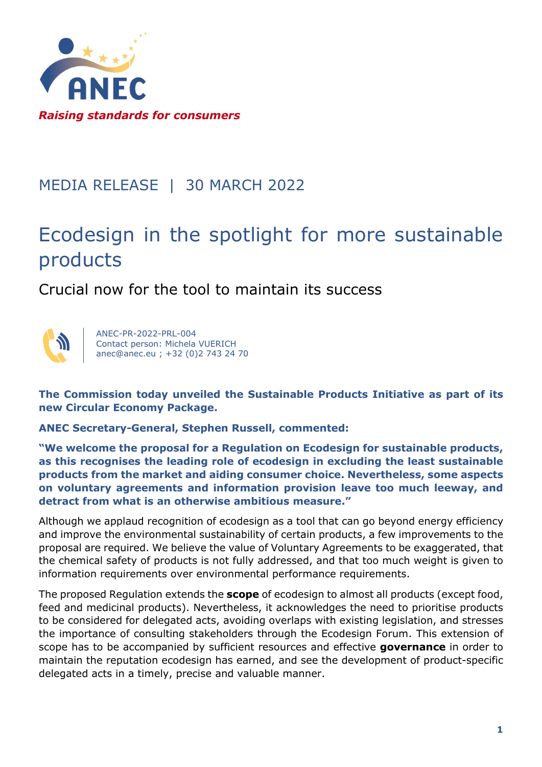ANEC

*Raising standards for consumers*

MEDIA RELEASE | 30 MARCH 2022

# Ecodesign in the spotlight for more sustainable products

## Crucial now for the tool to maintain its success

ANEC-PR-2022-PRL-004
Contact person: Michela VUERICH
anec@anec.eu ; +32 (0)2 743 24 70

**The Commission today unveiled the Sustainable Products Initiative as part of its new Circular Economy Package.**

**ANEC Secretary-General, Stephen Russell, commented:**

**"We welcome the proposal for a Regulation on Ecodesign for sustainable products, as this recognises the leading role of ecodesign in excluding the least sustainable products from the market and aiding consumer choice. Nevertheless, some aspects on voluntary agreements and information provision leave too much leeway, and detract from what is an otherwise ambitious measure."**

Although we applaud recognition of ecodesign as a tool that can go beyond energy efficiency and improve the environmental sustainability of certain products, a few improvements to the proposal are required. We believe the value of Voluntary Agreements to be exaggerated, that the chemical safety of products is not fully addressed, and that too much weight is given to information requirements over environmental performance requirements.

The proposed Regulation extends the **scope** of ecodesign to almost all products (except food, feed and medicinal products). Nevertheless, it acknowledges the need to prioritise products to be considered for delegated acts, avoiding overlaps with existing legislation, and stresses the importance of consulting stakeholders through the Ecodesign Forum. This extension of scope has to be accompanied by sufficient resources and effective **governance** in order to maintain the reputation ecodesign has earned, and see the development of product-specific delegated acts in a timely, precise and valuable manner.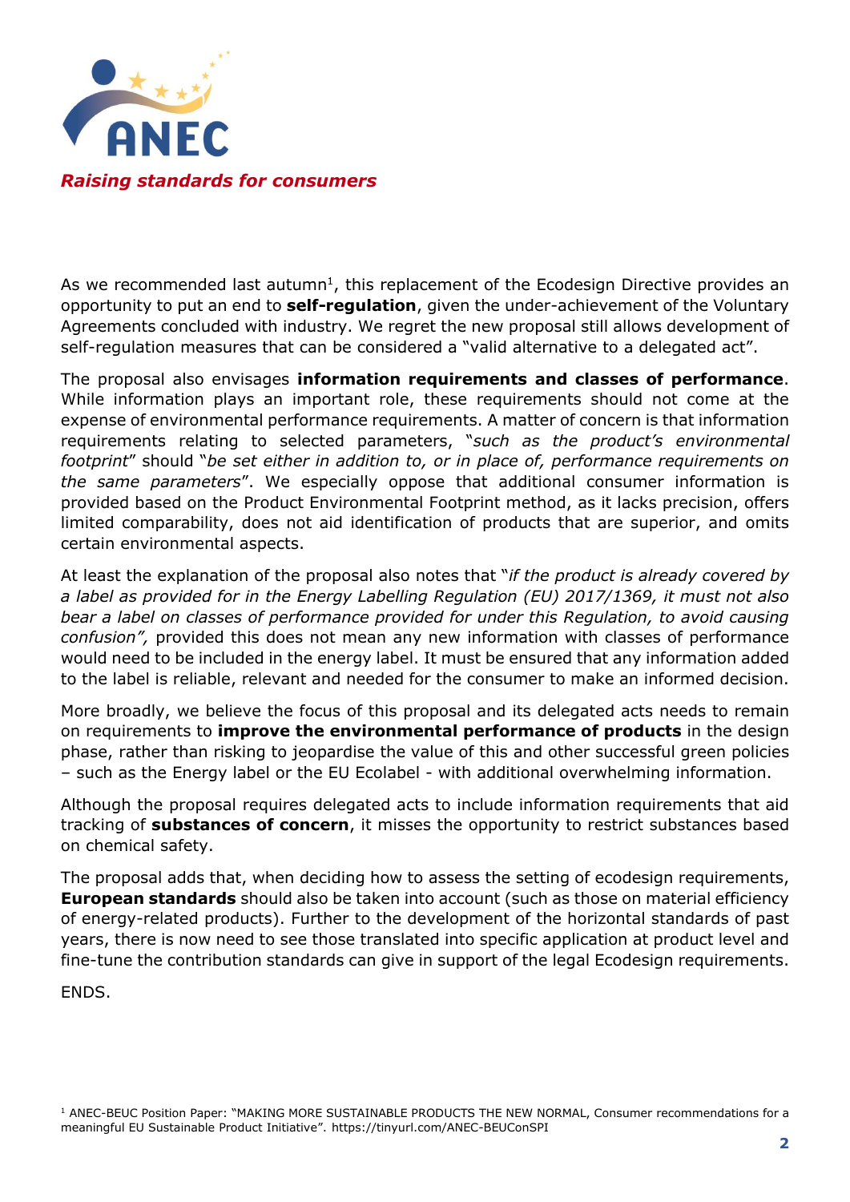As we recommended last autumn[1], this replacement of the Ecodesign Directive provides an opportunity to put an end to **self-regulation**, given the under-achievement of the Voluntary Agreements concluded with industry. We regret the new proposal still allows development of self-regulation measures that can be considered a "valid alternative to a delegated act".

The proposal also envisages **information requirements and classes of performance**. While information plays an important role, these requirements should not come at the expense of environmental performance requirements. A matter of concern is that information requirements relating to selected parameters, "*such as the product's environmental footprint*" should "*be set either in addition to, or in place of, performance requirements on the same parameters*". We especially oppose that additional consumer information is provided based on the Product Environmental Footprint method, as it lacks precision, offers limited comparability, does not aid identification of products that are superior, and omits certain environmental aspects.

At least the explanation of the proposal also notes that "*if the product is already covered by a label as provided for in the Energy Labelling Regulation (EU) 2017/1369, it must not also bear a label on classes of performance provided for under this Regulation, to avoid causing confusion",* provided this does not mean any new information with classes of performance would need to be included in the energy label. It must be ensured that any information added to the label is reliable, relevant and needed for the consumer to make an informed decision.

More broadly, we believe the focus of this proposal and its delegated acts needs to remain on requirements to **improve the environmental performance of products** in the design phase, rather than risking to jeopardise the value of this and other successful green policies – such as the Energy label or the EU Ecolabel - with additional overwhelming information.

Although the proposal requires delegated acts to include information requirements that aid tracking of **substances of concern**, it misses the opportunity to restrict substances based on chemical safety.

The proposal adds that, when deciding how to assess the setting of ecodesign requirements, **European standards** should also be taken into account (such as those on material efficiency of energy-related products). Further to the development of the horizontal standards of past years, there is now need to see those translated into specific application at product level and fine-tune the contribution standards can give in support of the legal Ecodesign requirements.

ENDS.

[1] ANEC-BEUC Position Paper: "MAKING MORE SUSTAINABLE PRODUCTS THE NEW NORMAL, Consumer recommendations for a meaningful EU Sustainable Product Initiative". https://tinyurl.com/ANEC-BEUConSPI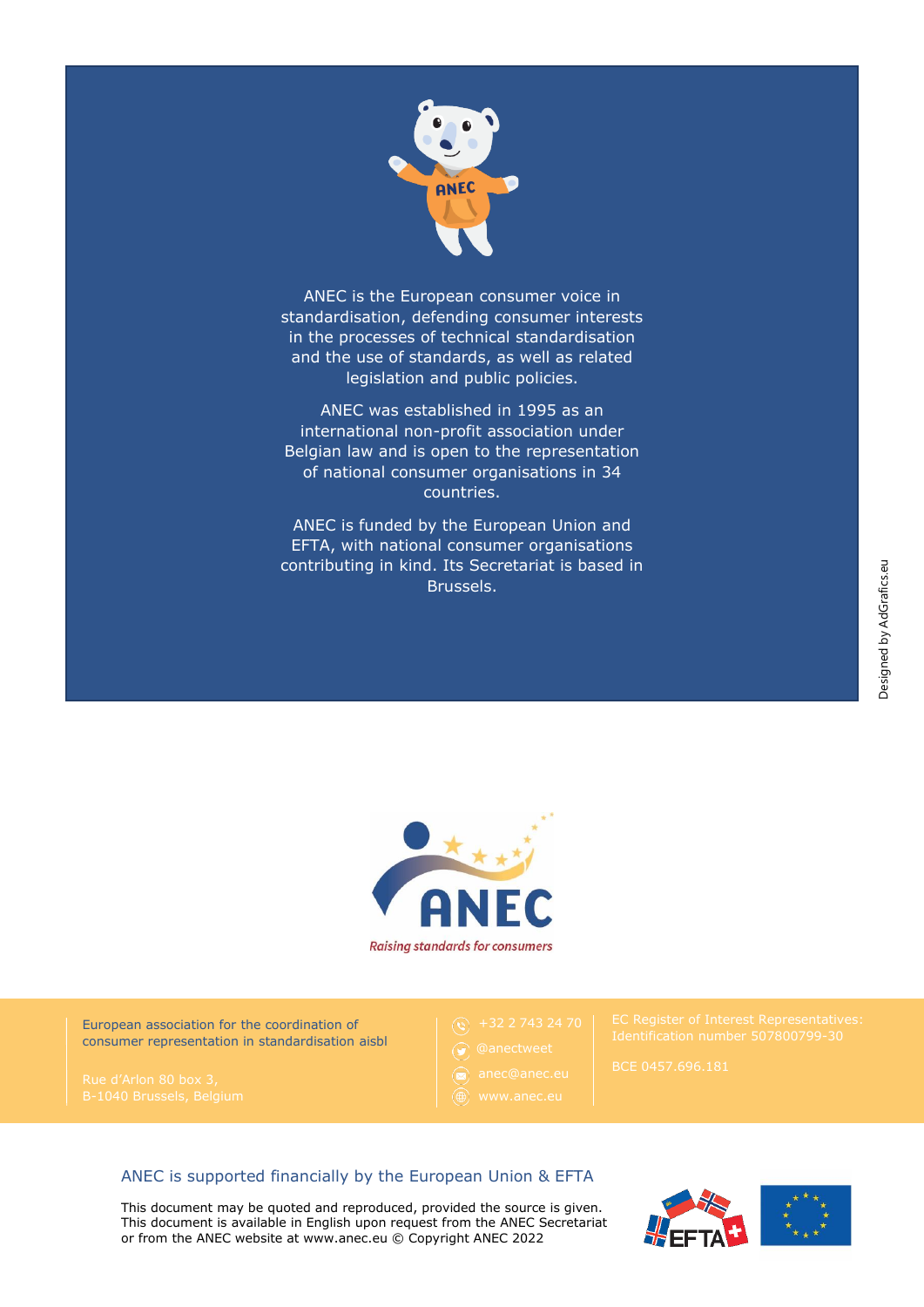ANEC is the European consumer voice in standardisation, defending consumer interests in the processes of technical standardisation and the use of standards, as well as related legislation and public policies.

ANEC was established in 1995 as an international non-profit association under Belgian law and is open to the representation of national consumer organisations in 34 countries.

ANEC is funded by the European Union and EFTA, with national consumer organisations contributing in kind. Its Secretariat is based in Brussels.

Designed by AdGrafics.eu

ANEC

*Raising standards for consumers*

European association for the coordination of consumer representation in standardisation aisbl

Rue d'Arlon 80 box 3,
B-1040 Brussels, Belgium

+32 2 743 24 70
@anectweet
anec@anec.eu
www.anec.eu

EC Register of Interest Representatives:
Identification number 507800799-30

BCE 0457.696.181

ANEC is supported financially by the European Union & EFTA

This document may be quoted and reproduced, provided the source is given. This document is available in English upon request from the ANEC Secretariat or from the ANEC website at www.anec.eu © Copyright ANEC 2022